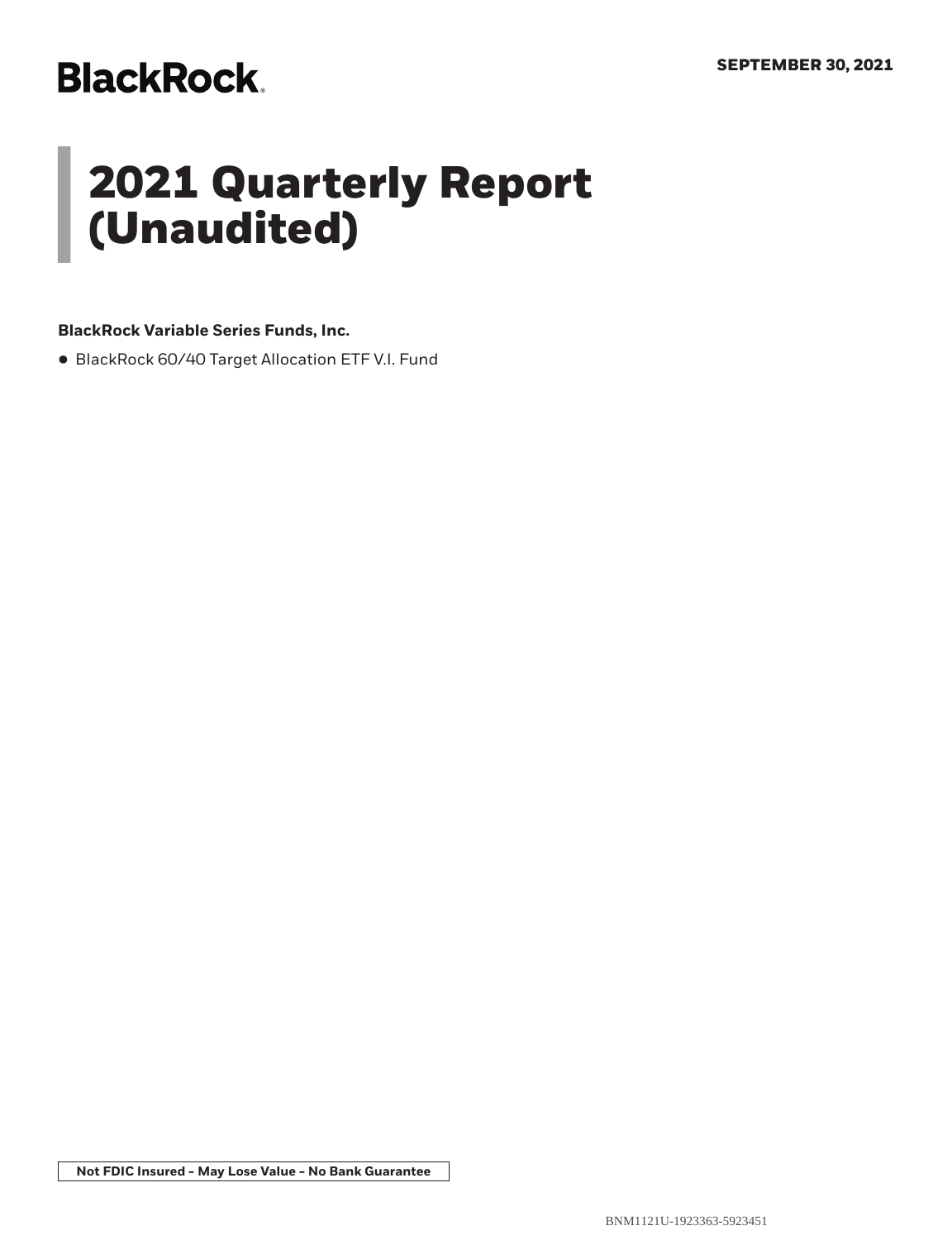**BlackRock.**

**SEPTEMBER 30, 2021**

# 2021 Quarterly Report (Unaudited)

**BlackRock Variable Series Funds, Inc.**

- BlackRock 60/40 Target Allocation ETF V.I. Fund

**Not FDIC Insured - May Lose Value - No Bank Guarantee**

BNM1121U-1923363-5923451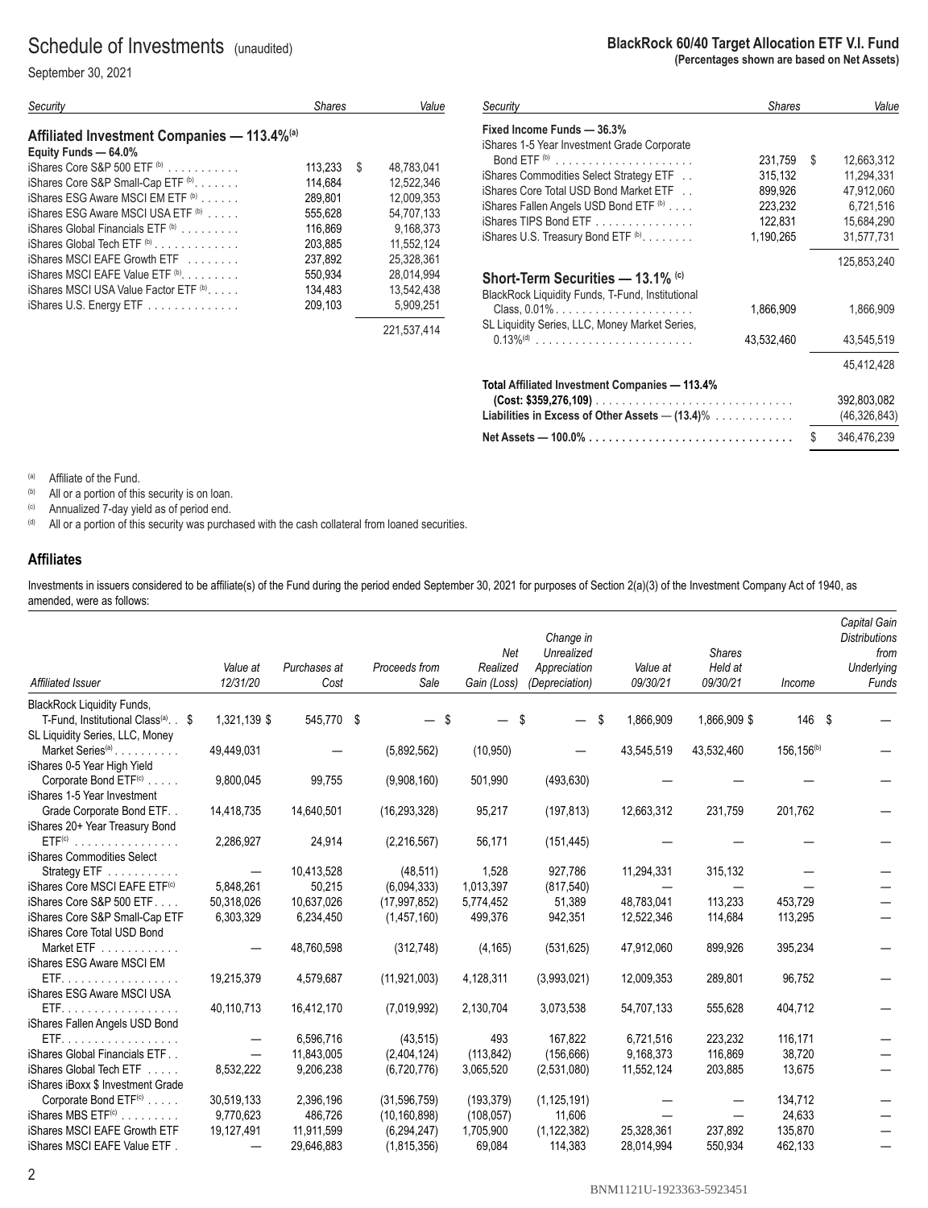# Schedule of Investments (unaudited)

September 30, 2021

**BlackRock 60/40 Target Allocation ETF V.I. Fund**
**(Percentages shown are based on Net Assets)**

| Security | Shares | Value |
|---|---|---|
| **Affiliated Investment Companies — 113.4%[a]** | | |
| **Equity Funds — 64.0%** | | |
| iShares Core S&P 500 ETF [b] | 113,233 | $ 48,783,041 |
| iShares Core S&P Small-Cap ETF [b] | 114,684 | 12,522,346 |
| iShares ESG Aware MSCI EM ETF [b] | 289,801 | 12,009,353 |
| iShares ESG Aware MSCI USA ETF [b] | 555,628 | 54,707,133 |
| iShares Global Financials ETF [b] | 116,869 | 9,168,373 |
| iShares Global Tech ETF [b] | 203,885 | 11,552,124 |
| iShares MSCI EAFE Growth ETF | 237,892 | 25,328,361 |
| iShares MSCI EAFE Value ETF [b] | 550,934 | 28,014,994 |
| iShares MSCI USA Value Factor ETF [b] | 134,483 | 13,542,438 |
| iShares U.S. Energy ETF | 209,103 | 5,909,251 |
| | | 221,537,414 |
| **Fixed Income Funds — 36.3%** | | |
| iShares 1-5 Year Investment Grade Corporate Bond ETF [b] | 231,759 | $ 12,663,312 |
| iShares Commodities Select Strategy ETF | 315,132 | 11,294,331 |
| iShares Core Total USD Bond Market ETF | 899,926 | 47,912,060 |
| iShares Fallen Angels USD Bond ETF [b] | 223,232 | 6,721,516 |
| iShares TIPS Bond ETF | 122,831 | 15,684,290 |
| iShares U.S. Treasury Bond ETF [b] | 1,190,265 | 31,577,731 |
| | | 125,853,240 |
| **Short-Term Securities — 13.1% [c]** | | |
| BlackRock Liquidity Funds, T-Fund, Institutional Class, 0.01% | 1,866,909 | 1,866,909 |
| SL Liquidity Series, LLC, Money Market Series, 0.13%[d] | 43,532,460 | 43,545,519 |
| | | 45,412,428 |
| **Total Affiliated Investment Companies — 113.4%** **(Cost: $359,276,109)** | | 392,803,082 |
| **Liabilities in Excess of Other Assets — (13.4)%** | | (46,326,843) |
| **Net Assets — 100.0%** | | $ 346,476,239 |

[a] Affiliate of the Fund.
[b] All or a portion of this security is on loan.
[c] Annualized 7-day yield as of period end.
[d] All or a portion of this security was purchased with the cash collateral from loaned securities.

## Affiliates

Investments in issuers considered to be affiliate(s) of the Fund during the period ended September 30, 2021 for purposes of Section 2(a)(3) of the Investment Company Act of 1940, as amended, were as follows:

| Affiliated Issuer | Value at 12/31/20 | Purchases at Cost | Proceeds from Sale | Net Realized Gain (Loss) | Change in Unrealized Appreciation (Depreciation) | Value at 09/30/21 | Shares Held at 09/30/21 | Income | Capital Gain Distributions from Underlying Funds |
|---|---|---|---|---|---|---|---|---|---|
| BlackRock Liquidity Funds, T-Fund, Institutional Class[a] | $ 1,321,139 | $ 545,770 | $ — | $ — | $ — | $ 1,866,909 | 1,866,909 | $ 146 | $ — |
| SL Liquidity Series, LLC, Money Market Series[a] | 49,449,031 | — | (5,892,562) | (10,950) | — | 43,545,519 | 43,532,460 | 156,156[b] | — |
| iShares 0-5 Year High Yield Corporate Bond ETF[c] | 9,800,045 | 99,755 | (9,908,160) | 501,990 | (493,630) | — | — | — | — |
| iShares 1-5 Year Investment Grade Corporate Bond ETF | 14,418,735 | 14,640,501 | (16,293,328) | 95,217 | (197,813) | 12,663,312 | 231,759 | 201,762 | — |
| iShares 20+ Year Treasury Bond ETF[c] | 2,286,927 | 24,914 | (2,216,567) | 56,171 | (151,445) | — | — | — | — |
| iShares Commodities Select Strategy ETF | — | 10,413,528 | (48,511) | 1,528 | 927,786 | 11,294,331 | 315,132 | — | — |
| iShares Core MSCI EAFE ETF[c] | 5,848,261 | 50,215 | (6,094,333) | 1,013,397 | (817,540) | — | — | — | — |
| iShares Core S&P 500 ETF | 50,318,026 | 10,637,026 | (17,997,852) | 5,774,452 | 51,389 | 48,783,041 | 113,233 | 453,729 | — |
| iShares Core S&P Small-Cap ETF | 6,303,329 | 6,234,450 | (1,457,160) | 499,376 | 942,351 | 12,522,346 | 114,684 | 113,295 | — |
| iShares Core Total USD Bond Market ETF | — | 48,760,598 | (312,748) | (4,165) | (531,625) | 47,912,060 | 899,926 | 395,234 | — |
| iShares ESG Aware MSCI EM ETF | 19,215,379 | 4,579,687 | (11,921,003) | 4,128,311 | (3,993,021) | 12,009,353 | 289,801 | 96,752 | — |
| iShares ESG Aware MSCI USA ETF | 40,110,713 | 16,412,170 | (7,019,992) | 2,130,704 | 3,073,538 | 54,707,133 | 555,628 | 404,712 | — |
| iShares Fallen Angels USD Bond ETF | — | 6,596,716 | (43,515) | 493 | 167,822 | 6,721,516 | 223,232 | 116,171 | — |
| iShares Global Financials ETF | — | 11,843,005 | (2,404,124) | (113,842) | (156,666) | 9,168,373 | 116,869 | 38,720 | — |
| iShares Global Tech ETF | 8,532,222 | 9,206,238 | (6,720,776) | 3,065,520 | (2,531,080) | 11,552,124 | 203,885 | 13,675 | — |
| iShares iBoxx $ Investment Grade Corporate Bond ETF[c] | 30,519,133 | 2,396,196 | (31,596,759) | (193,379) | (1,125,191) | — | — | 134,712 | — |
| iShares MBS ETF[c] | 9,770,623 | 486,726 | (10,160,898) | (108,057) | 11,606 | — | — | 24,633 | — |
| iShares MSCI EAFE Growth ETF | 19,127,491 | 11,911,599 | (6,294,247) | 1,705,900 | (1,122,382) | 25,328,361 | 237,892 | 135,870 | — |
| iShares MSCI EAFE Value ETF | — | 29,646,883 | (1,815,356) | 69,084 | 114,383 | 28,014,994 | 550,934 | 462,133 | — |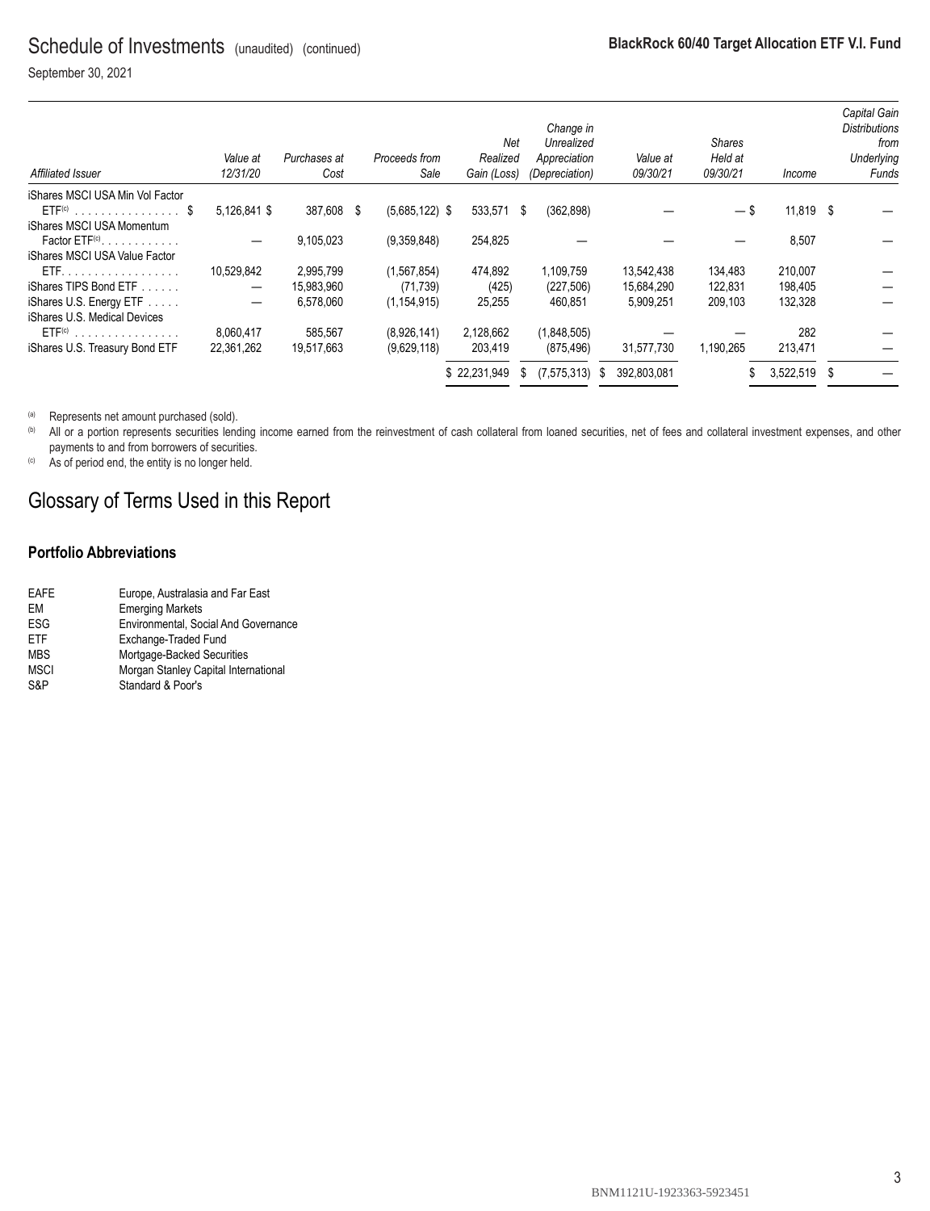## Schedule of Investments (unaudited) (continued)

September 30, 2021

| *Affiliated Issuer* | *Value at 12/31/20* | *Purchases at Cost* | *Proceeds from Sale* | *Net Realized Gain (Loss)* | *Change in Unrealized Appreciation (Depreciation)* | *Value at 09/30/21* | *Shares Held at 09/30/21* | *Income* | *Capital Gain Distributions from Underlying Funds* |
|---|---|---|---|---|---|---|---|---|---|
| iShares MSCI USA Min Vol Factor ETF[(c)] | $ 5,126,841 | $ 387,608 | $ (5,685,122) | $ 533,571 | $ (362,898) | — | — | $ 11,819 | $ — |
| iShares MSCI USA Momentum Factor ETF[(c)] | — | 9,105,023 | (9,359,848) | 254,825 | — | — | — | 8,507 | — |
| iShares MSCI USA Value Factor ETF | 10,529,842 | 2,995,799 | (1,567,854) | 474,892 | 1,109,759 | 13,542,438 | 134,483 | 210,007 | — |
| iShares TIPS Bond ETF | — | 15,983,960 | (71,739) | (425) | (227,506) | 15,684,290 | 122,831 | 198,405 | — |
| iShares U.S. Energy ETF | — | 6,578,060 | (1,154,915) | 25,255 | 460,851 | 5,909,251 | 209,103 | 132,328 | — |
| iShares U.S. Medical Devices ETF[(c)] | 8,060,417 | 585,567 | (8,926,141) | 2,128,662 | (1,848,505) | — | — | 282 | — |
| iShares U.S. Treasury Bond ETF | 22,361,262 | 19,517,663 | (9,629,118) | 203,419 | (875,496) | 31,577,730 | 1,190,265 | 213,471 | — |
| | | | | $ 22,231,949 | $ (7,575,313) | $ 392,803,081 | | $ 3,522,519 | $ — |

[(a)] Represents net amount purchased (sold).

[(b)] All or a portion represents securities lending income earned from the reinvestment of cash collateral from loaned securities, net of fees and collateral investment expenses, and other payments to and from borrowers of securities.

[(c)] As of period end, the entity is no longer held.

# Glossary of Terms Used in this Report

### Portfolio Abbreviations

| | |
|---|---|
| EAFE | Europe, Australasia and Far East |
| EM | Emerging Markets |
| ESG | Environmental, Social And Governance |
| ETF | Exchange-Traded Fund |
| MBS | Mortgage-Backed Securities |
| MSCI | Morgan Stanley Capital International |
| S&P | Standard & Poor's |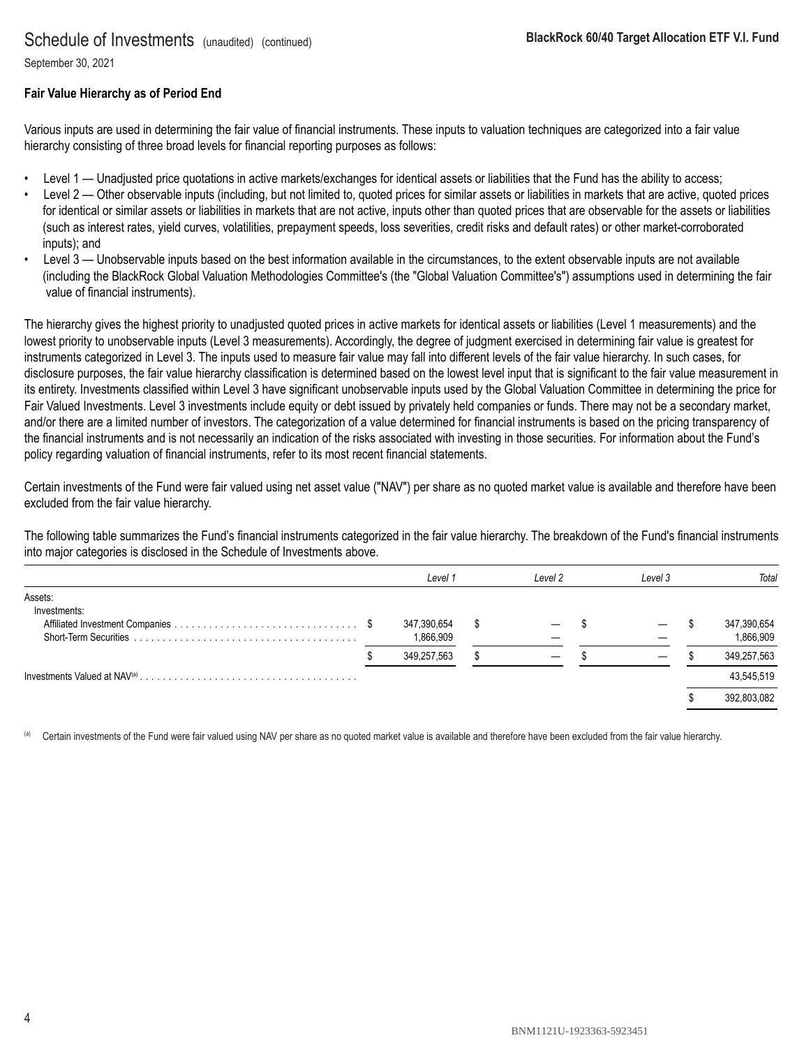Schedule of Investments (unaudited) (continued)

**BlackRock 60/40 Target Allocation ETF V.I. Fund**

September 30, 2021

**Fair Value Hierarchy as of Period End**

Various inputs are used in determining the fair value of financial instruments. These inputs to valuation techniques are categorized into a fair value hierarchy consisting of three broad levels for financial reporting purposes as follows:

- Level 1 — Unadjusted price quotations in active markets/exchanges for identical assets or liabilities that the Fund has the ability to access;
- Level 2 — Other observable inputs (including, but not limited to, quoted prices for similar assets or liabilities in markets that are active, quoted prices for identical or similar assets or liabilities in markets that are not active, inputs other than quoted prices that are observable for the assets or liabilities (such as interest rates, yield curves, volatilities, prepayment speeds, loss severities, credit risks and default rates) or other market-corroborated inputs); and
- Level 3 — Unobservable inputs based on the best information available in the circumstances, to the extent observable inputs are not available (including the BlackRock Global Valuation Methodologies Committee's (the "Global Valuation Committee's") assumptions used in determining the fair value of financial instruments).

The hierarchy gives the highest priority to unadjusted quoted prices in active markets for identical assets or liabilities (Level 1 measurements) and the lowest priority to unobservable inputs (Level 3 measurements). Accordingly, the degree of judgment exercised in determining fair value is greatest for instruments categorized in Level 3. The inputs used to measure fair value may fall into different levels of the fair value hierarchy. In such cases, for disclosure purposes, the fair value hierarchy classification is determined based on the lowest level input that is significant to the fair value measurement in its entirety. Investments classified within Level 3 have significant unobservable inputs used by the Global Valuation Committee in determining the price for Fair Valued Investments. Level 3 investments include equity or debt issued by privately held companies or funds. There may not be a secondary market, and/or there are a limited number of investors. The categorization of a value determined for financial instruments is based on the pricing transparency of the financial instruments and is not necessarily an indication of the risks associated with investing in those securities. For information about the Fund's policy regarding valuation of financial instruments, refer to its most recent financial statements.

Certain investments of the Fund were fair valued using net asset value ("NAV") per share as no quoted market value is available and therefore have been excluded from the fair value hierarchy.

The following table summarizes the Fund's financial instruments categorized in the fair value hierarchy. The breakdown of the Fund's financial instruments into major categories is disclosed in the Schedule of Investments above.

| | *Level 1* | *Level 2* | *Level 3* | *Total* |
|---|---|---|---|---|
| Assets: | | | | |
| Investments: | | | | |
| Affiliated Investment Companies | $ 347,390,654 | $ — | $ — | $ 347,390,654 |
| Short-Term Securities | 1,866,909 | — | — | 1,866,909 |
| | $ 349,257,563 | $ — | $ — | $ 349,257,563 |
| Investments Valued at NAV[(a)] | | | | 43,545,519 |
| | | | | $ 392,803,082 |

[(a)] Certain investments of the Fund were fair valued using NAV per share as no quoted market value is available and therefore have been excluded from the fair value hierarchy.

BNM1121U-1923363-5923451